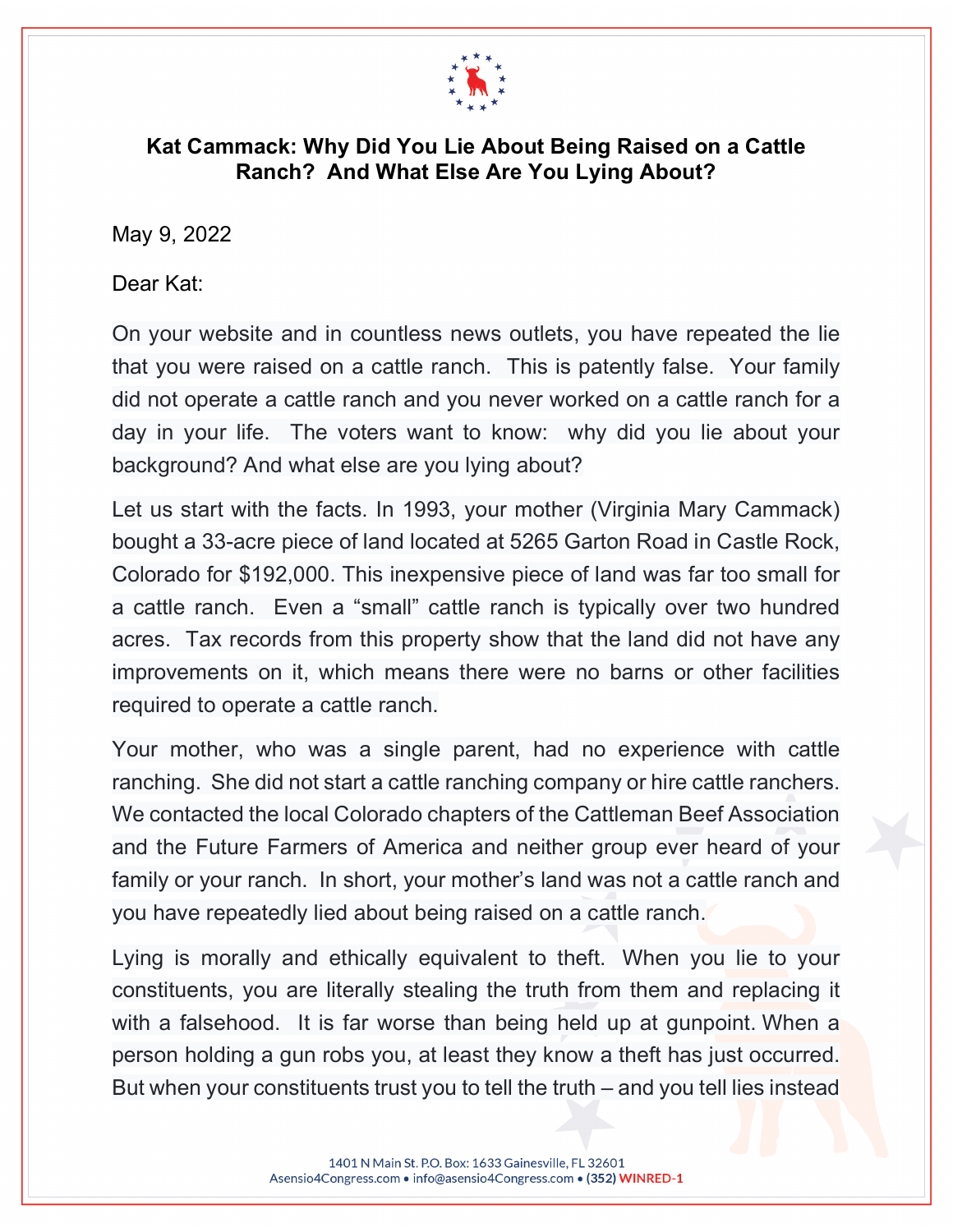# Kat Cammack: Why Did You Lie About Being Raised on a Cattle Ranch? And What Else Are You Lying About?

May 9, 2022

Dear Kat:

On your website and in countless news outlets, you have repeated the lie that you were raised on a cattle ranch. This is patently false. Your family did not operate a cattle ranch and you never worked on a cattle ranch for a day in your life. The voters want to know: why did you lie about your background? And what else are you lying about?

Let us start with the facts. In 1993, your mother (Virginia Mary Cammack) bought a 33-acre piece of land located at 5265 Garton Road in Castle Rock, Colorado for $192,000. This inexpensive piece of land was far too small for a cattle ranch. Even a "small" cattle ranch is typically over two hundred acres. Tax records from this property show that the land did not have any improvements on it, which means there were no barns or other facilities required to operate a cattle ranch.

Your mother, who was a single parent, had no experience with cattle ranching. She did not start a cattle ranching company or hire cattle ranchers. We contacted the local Colorado chapters of the Cattleman Beef Association and the Future Farmers of America and neither group ever heard of your family or your ranch. In short, your mother's land was not a cattle ranch and you have repeatedly lied about being raised on a cattle ranch.

Lying is morally and ethically equivalent to theft. When you lie to your constituents, you are literally stealing the truth from them and replacing it with a falsehood. It is far worse than being held up at gunpoint. When a person holding a gun robs you, at least they know a theft has just occurred. But when your constituents trust you to tell the truth – and you tell lies instead

1401 N Main St. P.O. Box: 1633 Gainesville, FL 32601
Asensio4Congress.com • info@asensio4Congress.com • (352) WINRED-1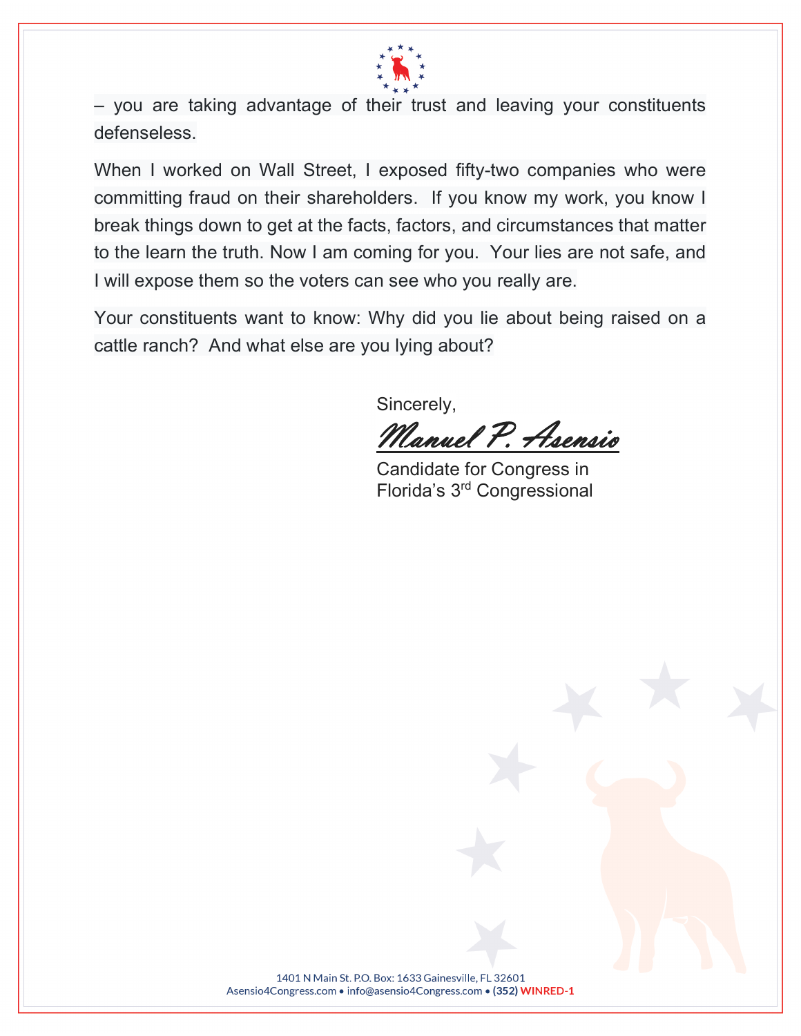– you are taking advantage of their trust and leaving your constituents defenseless.

When I worked on Wall Street, I exposed fifty-two companies who were committing fraud on their shareholders. If you know my work, you know I break things down to get at the facts, factors, and circumstances that matter to the learn the truth. Now I am coming for you. Your lies are not safe, and I will expose them so the voters can see who you really are.

Your constituents want to know: Why did you lie about being raised on a cattle ranch? And what else are you lying about?

Sincerely,

*Manuel P. Asensio*

Candidate for Congress in
Florida's 3rd Congressional

1401 N Main St. P.O. Box: 1633 Gainesville, FL 32601
Asensio4Congress.com • info@asensio4Congress.com • (352) WINRED-1